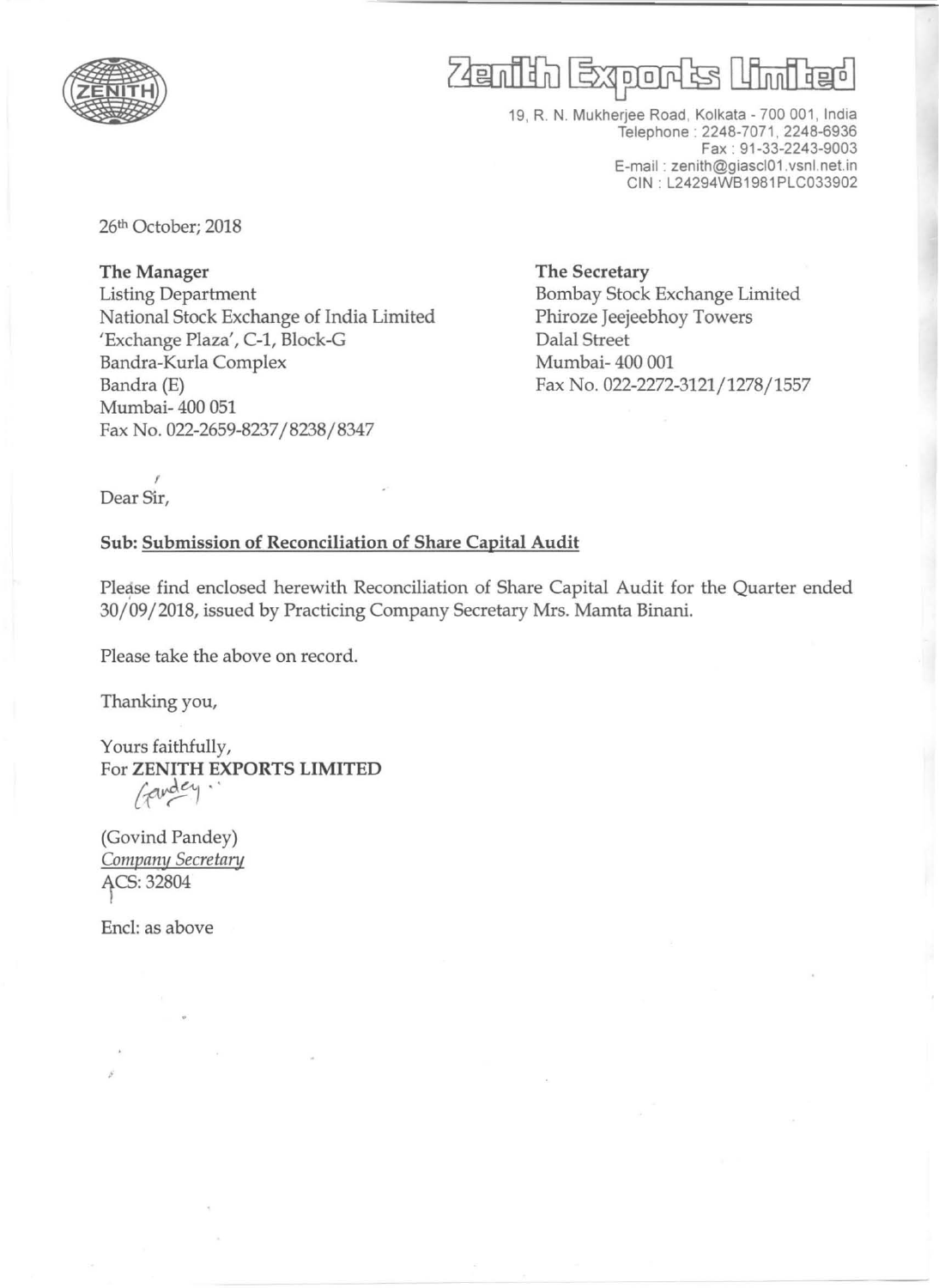# Zenith Exports Limited

19, R. N. Mukherjee Road, Kolkata - 700 001, India
Telephone : 2248-7071, 2248-6936
Fax : 91-33-2243-9003
E-mail : zenith@giascl01.vsnl.net.in
CIN : L24294WB1981PLC033902

26th October; 2018

**The Manager**
Listing Department
National Stock Exchange of India Limited
'Exchange Plaza', C-1, Block-G
Bandra-Kurla Complex
Bandra (E)
Mumbai- 400 051
Fax No. 022-2659-8237/8238/8347

**The Secretary**
Bombay Stock Exchange Limited
Phiroze Jeejeebhoy Towers
Dalal Street
Mumbai- 400 001
Fax No. 022-2272-3121/1278/1557

Dear Sir,

**Sub: Submission of Reconciliation of Share Capital Audit**

Please find enclosed herewith Reconciliation of Share Capital Audit for the Quarter ended 30/09/2018, issued by Practicing Company Secretary Mrs. Mamta Binani.

Please take the above on record.

Thanking you,

Yours faithfully,
For **ZENITH EXPORTS LIMITED**

(Govind Pandey)
*Company Secretary*
ACS: 32804

Encl: as above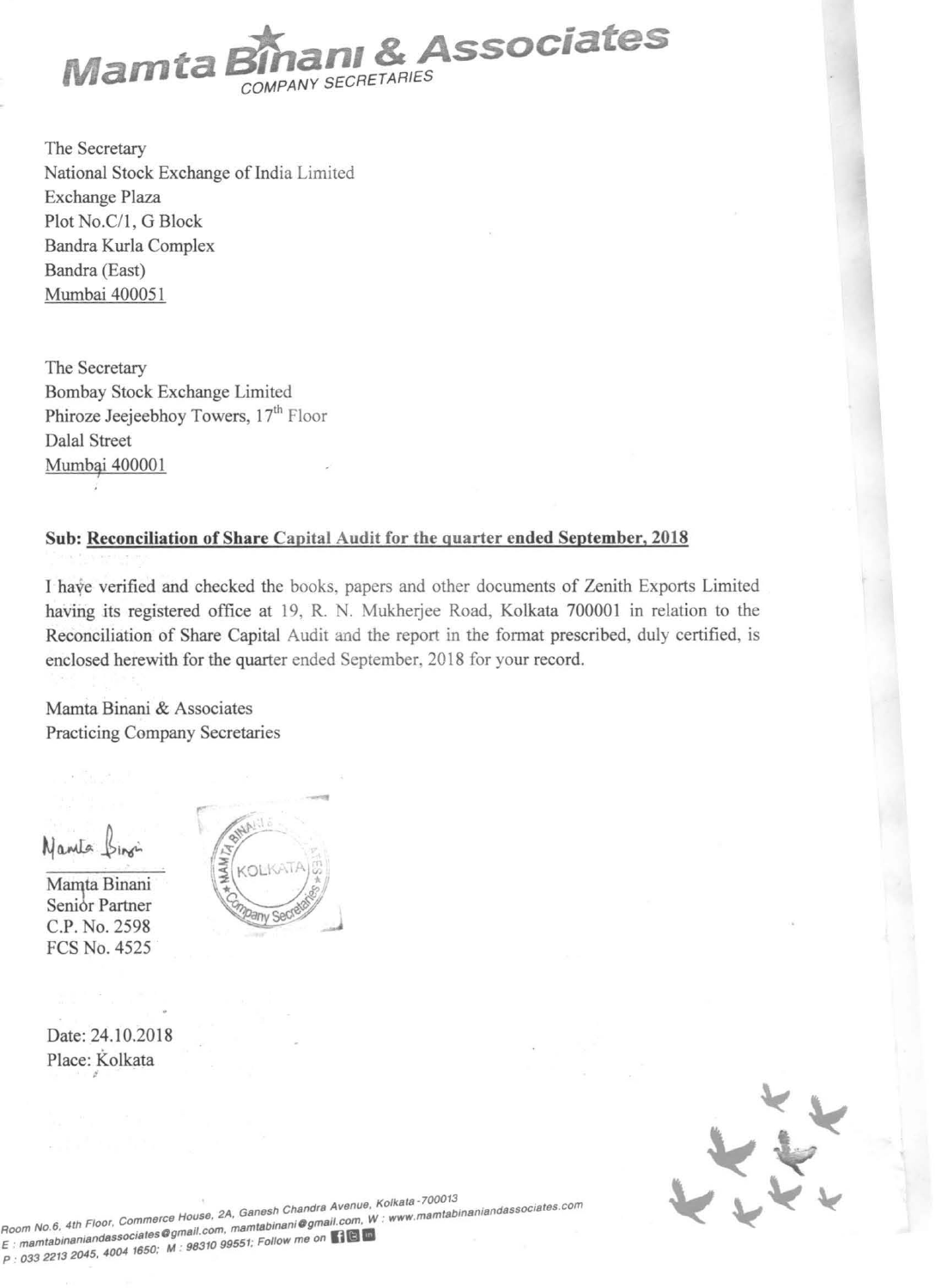# Mamta Binani & Associates

COMPANY SECRETARIES

The Secretary
National Stock Exchange of India Limited
Exchange Plaza
Plot No.C/1, G Block
Bandra Kurla Complex
Bandra (East)
Mumbai 400051

The Secretary
Bombay Stock Exchange Limited
Phiroze Jeejeebhoy Towers, 17th Floor
Dalal Street
Mumbai 400001

**Sub: Reconciliation of Share Capital Audit for the quarter ended September, 2018**

I have verified and checked the books, papers and other documents of Zenith Exports Limited having its registered office at 19, R. N. Mukherjee Road, Kolkata 700001 in relation to the Reconciliation of Share Capital Audit and the report in the format prescribed, duly certified, is enclosed herewith for the quarter ended September, 2018 for your record.

Mamta Binani & Associates
Practicing Company Secretaries

Mamta Binani
Senior Partner
C.P. No. 2598
FCS No. 4525

Date: 24.10.2018
Place: Kolkata

Room No.6, 4th Floor, Commerce House, 2A, Ganesh Chandra Avenue, Kolkata-700013
E : mamtabinaniandassociates@gmail.com, mamtabinani@gmail.com, W : www.mamtabinaniandassociates.com
P : 033 2213 2045, 4004 1650; M : 98310 99551; Follow me on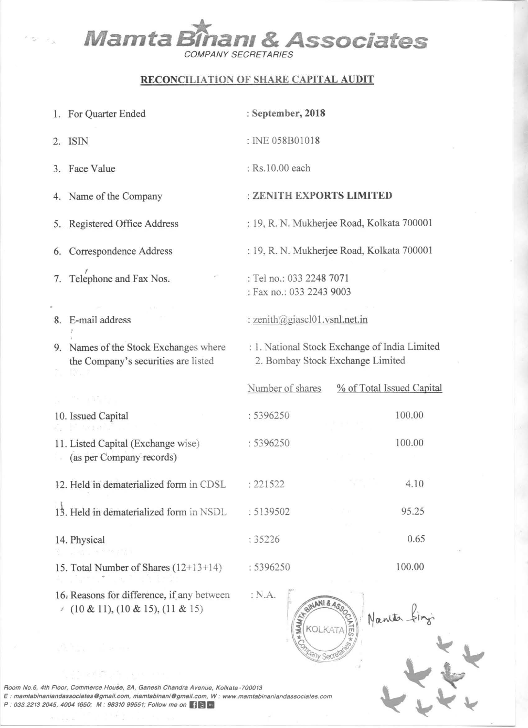# Mamta Binani & Associates

COMPANY SECRETARIES

## RECONCILIATION OF SHARE CAPITAL AUDIT

| | | |
|---|---|---|
| 1. For Quarter Ended | : **September, 2018** | |
| 2. ISIN | : INE 058B01018 | |
| 3. Face Value | : Rs.10.00 each | |
| 4. Name of the Company | : **ZENITH EXPORTS LIMITED** | |
| 5. Registered Office Address | : 19, R. N. Mukherjee Road, Kolkata 700001 | |
| 6. Correspondence Address | : 19, R. N. Mukherjee Road, Kolkata 700001 | |
| 7. Telephone and Fax Nos. | : Tel no.: 033 2248 7071<br>: Fax no.: 033 2243 9003 | |
| 8. E-mail address | : zenith@giascl01.vsnl.net.in | |
| 9. Names of the Stock Exchanges where the Company's securities are listed | : 1. National Stock Exchange of India Limited<br>2. Bombay Stock Exchange Limited | |
| | Number of shares | % of Total Issued Capital |
| 10. Issued Capital | : 5396250 | 100.00 |
| 11. Listed Capital (Exchange wise) (as per Company records) | : 5396250 | 100.00 |
| 12. Held in dematerialized form in CDSL | : 221522 | 4.10 |
| 13. Held in dematerialized form in NSDL | : 5139502 | 95.25 |
| 14. Physical | : 35226 | 0.65 |
| 15. Total Number of Shares (12+13+14) | : 5396250 | 100.00 |
| 16. Reasons for difference, if any between (10 & 11), (10 & 15), (11 & 15) | : N.A. | |

Room No.6, 4th Floor, Commerce House, 2A, Ganesh Chandra Avenue, Kolkata-700013
E : mamtabinaniandassociates@gmail.com, mamtabinani@gmail.com, W : www.mamtabinaniandassociates.com
P : 033 2213 2045, 4004 1650; M : 98310 99551; Follow me on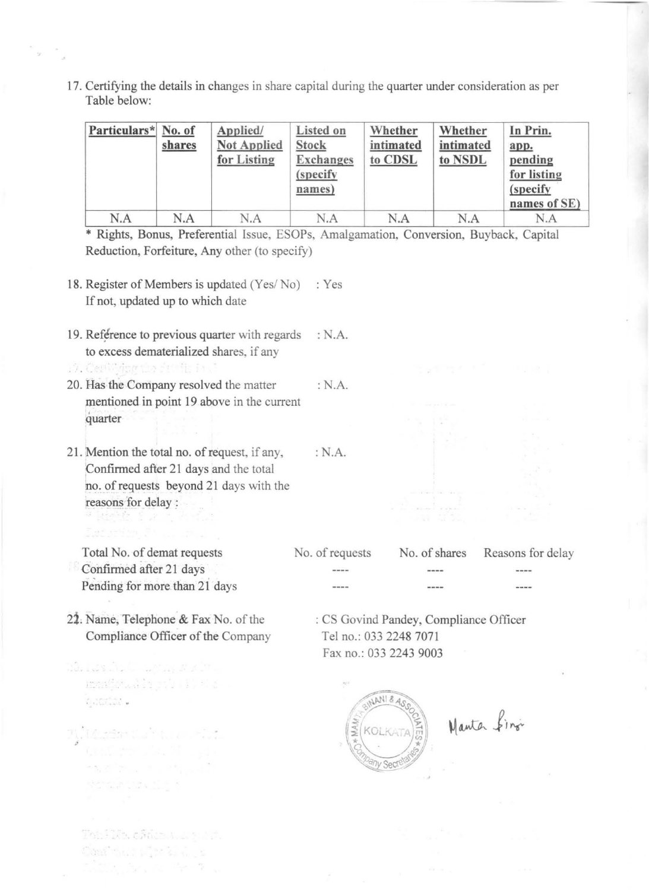17. Certifying the details in changes in share capital during the quarter under consideration as per Table below:

| Particulars* | No. of shares | Applied/ Not Applied for Listing | Listed on Stock Exchanges (specify names) | Whether intimated to CDSL | Whether intimated to NSDL | In Prin. app. pending for listing (specify names of SE) |
|---|---|---|---|---|---|---|
| N.A | N.A | N.A | N.A | N.A | N.A | N.A |

* Rights, Bonus, Preferential Issue, ESOPs, Amalgamation, Conversion, Buyback, Capital Reduction, Forfeiture, Any other (to specify)

18. Register of Members is updated (Yes/ No) : Yes
    If not, updated up to which date

19. Reference to previous quarter with regards to excess dematerialized shares, if any : N.A.

20. Has the Company resolved the matter mentioned in point 19 above in the current quarter : N.A.

21. Mention the total no. of request, if any, Confirmed after 21 days and the total no. of requests beyond 21 days with the reasons for delay : : N.A.

| Total No. of demat requests | No. of requests | No. of shares | Reasons for delay |
|---|---|---|---|
| Confirmed after 21 days | ---- | ---- | ---- |
| Pending for more than 21 days | ---- | ---- | ---- |

22. Name, Telephone & Fax No. of the Compliance Officer of the Company : CS Govind Pandey, Compliance Officer
    Tel no.: 033 2248 7071
    Fax no.: 033 2243 9003

MAMTA BINANI & ASSOCIATES, KOLKATA, Company Secretaries

Mamta Binani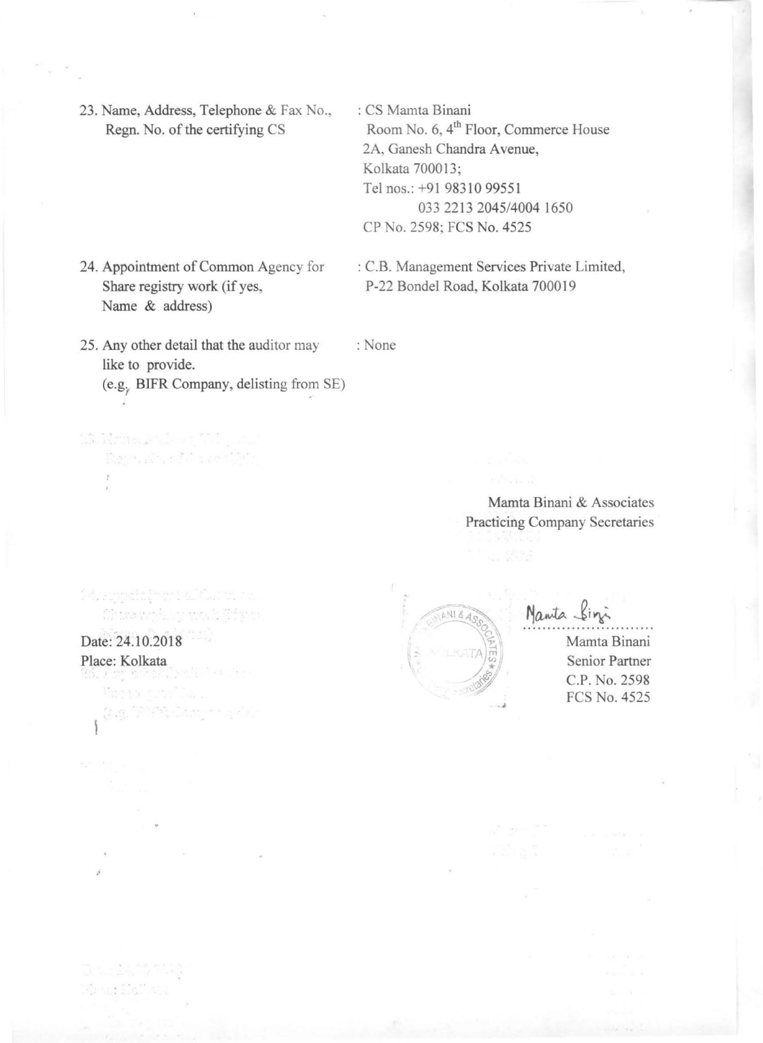| | |
|---|---|
| 23. Name, Address, Telephone & Fax No., Regn. No. of the certifying CS | : CS Mamta Binani<br>Room No. 6, 4th Floor, Commerce House<br>2A, Ganesh Chandra Avenue,<br>Kolkata 700013;<br>Tel nos.: +91 98310 99551<br>033 2213 2045/4004 1650<br>CP No. 2598; FCS No. 4525 |
| 24. Appointment of Common Agency for Share registry work (if yes, Name & address) | : C.B. Management Services Private Limited,<br>P-22 Bondel Road, Kolkata 700019 |
| 25. Any other detail that the auditor may like to provide. (e.g., BIFR Company, delisting from SE) | : None |

Mamta Binani & Associates
Practicing Company Secretaries

Date: 24.10.2018
Place: Kolkata

Mamta Binani
Senior Partner
C.P. No. 2598
FCS No. 4525